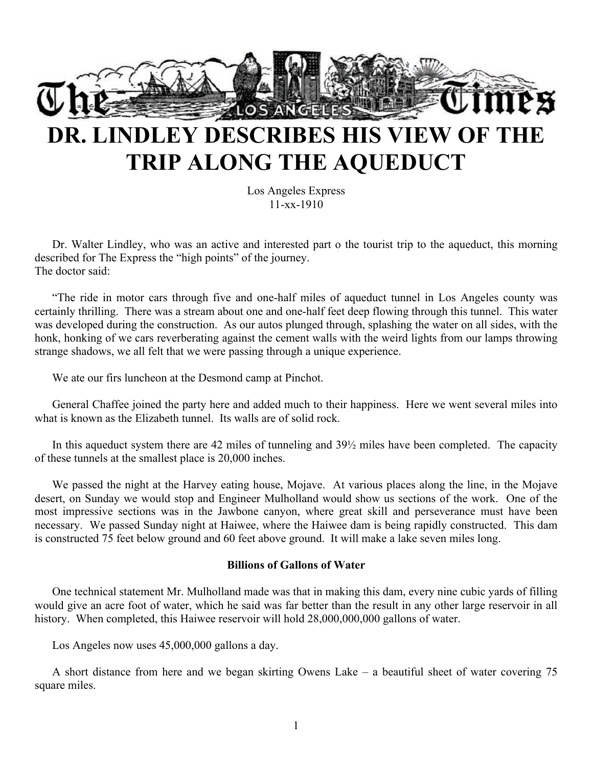# DR. LINDLEY DESCRIBES HIS VIEW OF THE TRIP ALONG THE AQUEDUCT

Los Angeles Express
11-xx-1910

Dr. Walter Lindley, who was an active and interested part o the tourist trip to the aqueduct, this morning described for The Express the "high points" of the journey.
The doctor said:

"The ride in motor cars through five and one-half miles of aqueduct tunnel in Los Angeles county was certainly thrilling. There was a stream about one and one-half feet deep flowing through this tunnel. This water was developed during the construction. As our autos plunged through, splashing the water on all sides, with the honk, honking of we cars reverberating against the cement walls with the weird lights from our lamps throwing strange shadows, we all felt that we were passing through a unique experience.

We ate our firs luncheon at the Desmond camp at Pinchot.

General Chaffee joined the party here and added much to their happiness. Here we went several miles into what is known as the Elizabeth tunnel. Its walls are of solid rock.

In this aqueduct system there are 42 miles of tunneling and 39½ miles have been completed. The capacity of these tunnels at the smallest place is 20,000 inches.

We passed the night at the Harvey eating house, Mojave. At various places along the line, in the Mojave desert, on Sunday we would stop and Engineer Mulholland would show us sections of the work. One of the most impressive sections was in the Jawbone canyon, where great skill and perseverance must have been necessary. We passed Sunday night at Haiwee, where the Haiwee dam is being rapidly constructed. This dam is constructed 75 feet below ground and 60 feet above ground. It will make a lake seven miles long.

**Billions of Gallons of Water**

One technical statement Mr. Mulholland made was that in making this dam, every nine cubic yards of filling would give an acre foot of water, which he said was far better than the result in any other large reservoir in all history. When completed, this Haiwee reservoir will hold 28,000,000,000 gallons of water.

Los Angeles now uses 45,000,000 gallons a day.

A short distance from here and we began skirting Owens Lake – a beautiful sheet of water covering 75 square miles.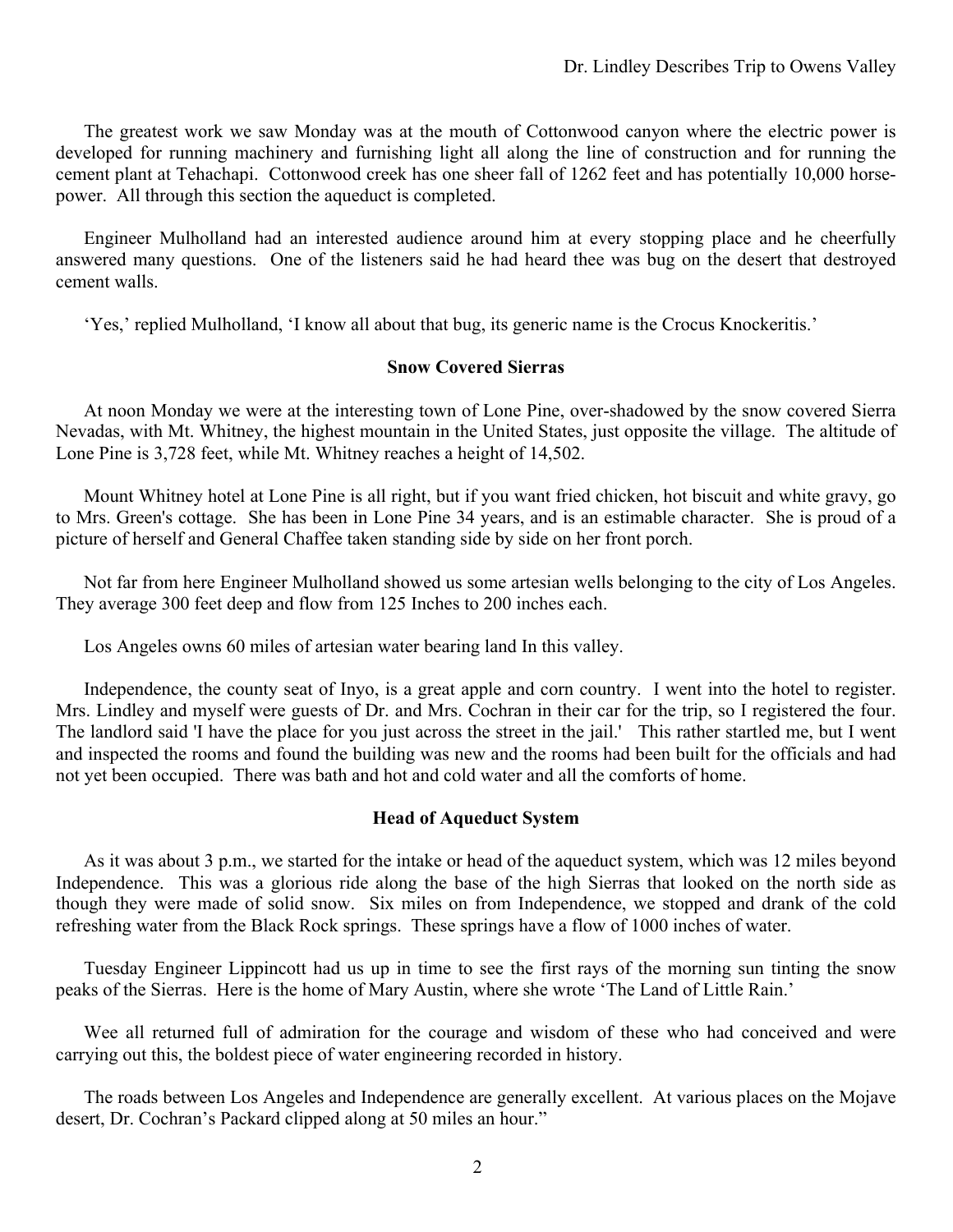The greatest work we saw Monday was at the mouth of Cottonwood canyon where the electric power is developed for running machinery and furnishing light all along the line of construction and for running the cement plant at Tehachapi. Cottonwood creek has one sheer fall of 1262 feet and has potentially 10,000 horse-power. All through this section the aqueduct is completed.

Engineer Mulholland had an interested audience around him at every stopping place and he cheerfully answered many questions. One of the listeners said he had heard thee was bug on the desert that destroyed cement walls.

'Yes,' replied Mulholland, 'I know all about that bug, its generic name is the Crocus Knockeritis.'

**Snow Covered Sierras**

At noon Monday we were at the interesting town of Lone Pine, over-shadowed by the snow covered Sierra Nevadas, with Mt. Whitney, the highest mountain in the United States, just opposite the village. The altitude of Lone Pine is 3,728 feet, while Mt. Whitney reaches a height of 14,502.

Mount Whitney hotel at Lone Pine is all right, but if you want fried chicken, hot biscuit and white gravy, go to Mrs. Green's cottage. She has been in Lone Pine 34 years, and is an estimable character. She is proud of a picture of herself and General Chaffee taken standing side by side on her front porch.

Not far from here Engineer Mulholland showed us some artesian wells belonging to the city of Los Angeles. They average 300 feet deep and flow from 125 Inches to 200 inches each.

Los Angeles owns 60 miles of artesian water bearing land In this valley.

Independence, the county seat of Inyo, is a great apple and corn country. I went into the hotel to register. Mrs. Lindley and myself were guests of Dr. and Mrs. Cochran in their car for the trip, so I registered the four. The landlord said 'I have the place for you just across the street in the jail.' This rather startled me, but I went and inspected the rooms and found the building was new and the rooms had been built for the officials and had not yet been occupied. There was bath and hot and cold water and all the comforts of home.

**Head of Aqueduct System**

As it was about 3 p.m., we started for the intake or head of the aqueduct system, which was 12 miles beyond Independence. This was a glorious ride along the base of the high Sierras that looked on the north side as though they were made of solid snow. Six miles on from Independence, we stopped and drank of the cold refreshing water from the Black Rock springs. These springs have a flow of 1000 inches of water.

Tuesday Engineer Lippincott had us up in time to see the first rays of the morning sun tinting the snow peaks of the Sierras. Here is the home of Mary Austin, where she wrote 'The Land of Little Rain.'

Wee all returned full of admiration for the courage and wisdom of these who had conceived and were carrying out this, the boldest piece of water engineering recorded in history.

The roads between Los Angeles and Independence are generally excellent. At various places on the Mojave desert, Dr. Cochran's Packard clipped along at 50 miles an hour."